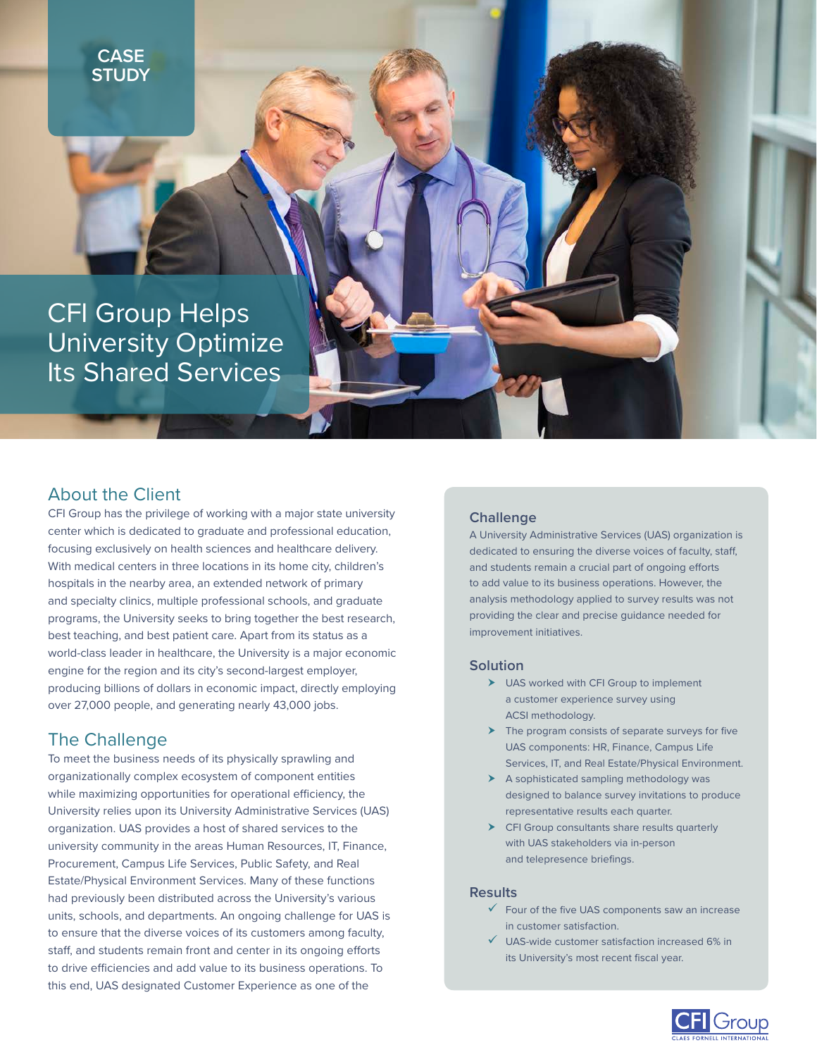CASE STUDY

# CFI Group Helps University Optimize Its Shared Services

## About the Client

CFI Group has the privilege of working with a major state university center which is dedicated to graduate and professional education, focusing exclusively on health sciences and healthcare delivery. With medical centers in three locations in its home city, children's hospitals in the nearby area, an extended network of primary and specialty clinics, multiple professional schools, and graduate programs, the University seeks to bring together the best research, best teaching, and best patient care. Apart from its status as a world-class leader in healthcare, the University is a major economic engine for the region and its city's second-largest employer, producing billions of dollars in economic impact, directly employing over 27,000 people, and generating nearly 43,000 jobs.

## The Challenge

To meet the business needs of its physically sprawling and organizationally complex ecosystem of component entities while maximizing opportunities for operational efficiency, the University relies upon its University Administrative Services (UAS) organization. UAS provides a host of shared services to the university community in the areas Human Resources, IT, Finance, Procurement, Campus Life Services, Public Safety, and Real Estate/Physical Environment Services. Many of these functions had previously been distributed across the University's various units, schools, and departments. An ongoing challenge for UAS is to ensure that the diverse voices of its customers among faculty, staff, and students remain front and center in its ongoing efforts to drive efficiencies and add value to its business operations. To this end, UAS designated Customer Experience as one of the

### Challenge

A University Administrative Services (UAS) organization is dedicated to ensuring the diverse voices of faculty, staff, and students remain a crucial part of ongoing efforts to add value to its business operations. However, the analysis methodology applied to survey results was not providing the clear and precise guidance needed for improvement initiatives.

### Solution

- UAS worked with CFI Group to implement a customer experience survey using ACSI methodology.
- The program consists of separate surveys for five UAS components: HR, Finance, Campus Life Services, IT, and Real Estate/Physical Environment.
- A sophisticated sampling methodology was designed to balance survey invitations to produce representative results each quarter.
- CFI Group consultants share results quarterly with UAS stakeholders via in-person and telepresence briefings.

### Results

- ✓ Four of the five UAS components saw an increase in customer satisfaction.
- ✓ UAS-wide customer satisfaction increased 6% in its University's most recent fiscal year.

CFI Group
CLAES FORNELL INTERNATIONAL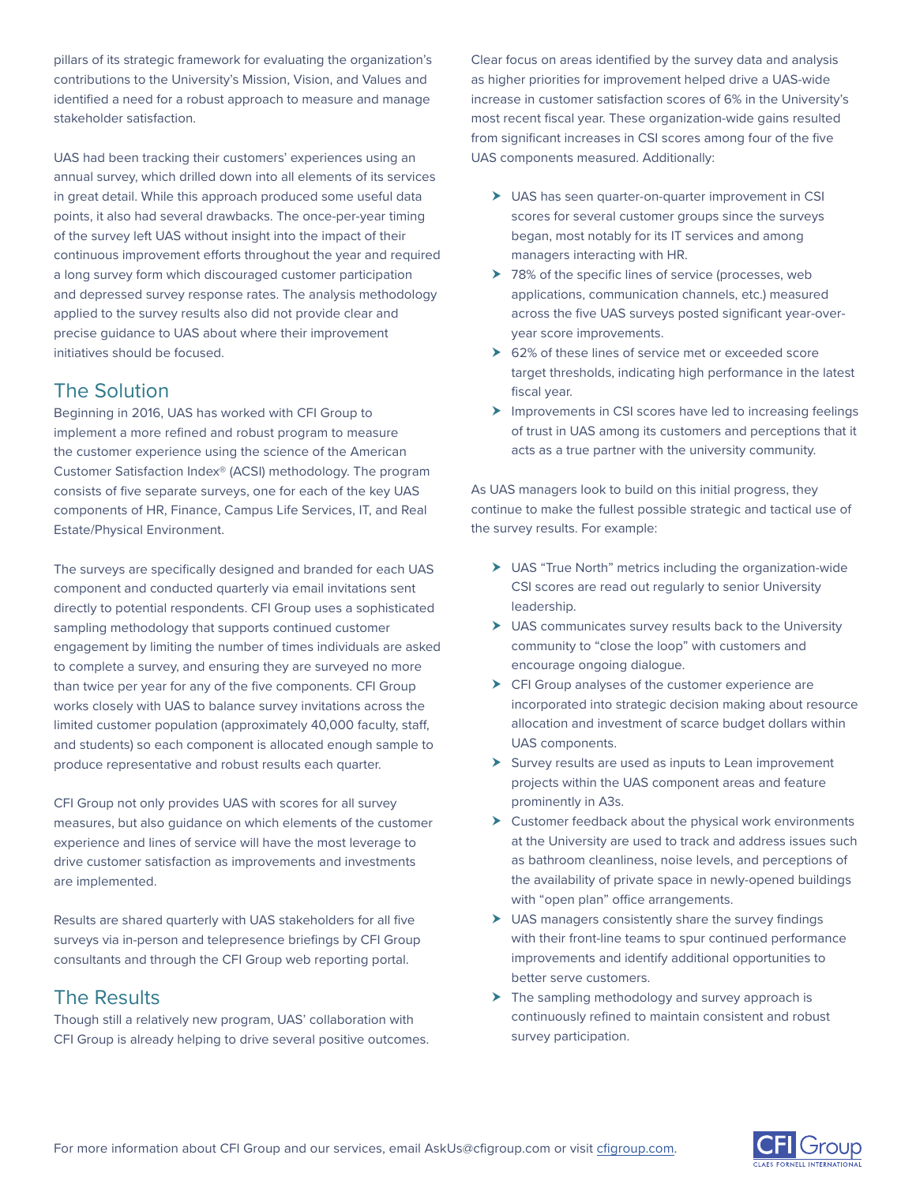pillars of its strategic framework for evaluating the organization's contributions to the University's Mission, Vision, and Values and identified a need for a robust approach to measure and manage stakeholder satisfaction.

UAS had been tracking their customers' experiences using an annual survey, which drilled down into all elements of its services in great detail. While this approach produced some useful data points, it also had several drawbacks. The once-per-year timing of the survey left UAS without insight into the impact of their continuous improvement efforts throughout the year and required a long survey form which discouraged customer participation and depressed survey response rates. The analysis methodology applied to the survey results also did not provide clear and precise guidance to UAS about where their improvement initiatives should be focused.

## The Solution

Beginning in 2016, UAS has worked with CFI Group to implement a more refined and robust program to measure the customer experience using the science of the American Customer Satisfaction Index® (ACSI) methodology. The program consists of five separate surveys, one for each of the key UAS components of HR, Finance, Campus Life Services, IT, and Real Estate/Physical Environment.

The surveys are specifically designed and branded for each UAS component and conducted quarterly via email invitations sent directly to potential respondents. CFI Group uses a sophisticated sampling methodology that supports continued customer engagement by limiting the number of times individuals are asked to complete a survey, and ensuring they are surveyed no more than twice per year for any of the five components. CFI Group works closely with UAS to balance survey invitations across the limited customer population (approximately 40,000 faculty, staff, and students) so each component is allocated enough sample to produce representative and robust results each quarter.

CFI Group not only provides UAS with scores for all survey measures, but also guidance on which elements of the customer experience and lines of service will have the most leverage to drive customer satisfaction as improvements and investments are implemented.

Results are shared quarterly with UAS stakeholders for all five surveys via in-person and telepresence briefings by CFI Group consultants and through the CFI Group web reporting portal.

## The Results

Though still a relatively new program, UAS' collaboration with CFI Group is already helping to drive several positive outcomes. Clear focus on areas identified by the survey data and analysis as higher priorities for improvement helped drive a UAS-wide increase in customer satisfaction scores of 6% in the University's most recent fiscal year. These organization-wide gains resulted from significant increases in CSI scores among four of the five UAS components measured. Additionally:

- UAS has seen quarter-on-quarter improvement in CSI scores for several customer groups since the surveys began, most notably for its IT services and among managers interacting with HR.
- 78% of the specific lines of service (processes, web applications, communication channels, etc.) measured across the five UAS surveys posted significant year-over-year score improvements.
- 62% of these lines of service met or exceeded score target thresholds, indicating high performance in the latest fiscal year.
- Improvements in CSI scores have led to increasing feelings of trust in UAS among its customers and perceptions that it acts as a true partner with the university community.

As UAS managers look to build on this initial progress, they continue to make the fullest possible strategic and tactical use of the survey results. For example:

- UAS "True North" metrics including the organization-wide CSI scores are read out regularly to senior University leadership.
- UAS communicates survey results back to the University community to "close the loop" with customers and encourage ongoing dialogue.
- CFI Group analyses of the customer experience are incorporated into strategic decision making about resource allocation and investment of scarce budget dollars within UAS components.
- Survey results are used as inputs to Lean improvement projects within the UAS component areas and feature prominently in A3s.
- Customer feedback about the physical work environments at the University are used to track and address issues such as bathroom cleanliness, noise levels, and perceptions of the availability of private space in newly-opened buildings with "open plan" office arrangements.
- UAS managers consistently share the survey findings with their front-line teams to spur continued performance improvements and identify additional opportunities to better serve customers.
- The sampling methodology and survey approach is continuously refined to maintain consistent and robust survey participation.

For more information about CFI Group and our services, email AskUs@cfigroup.com or visit cfigroup.com.